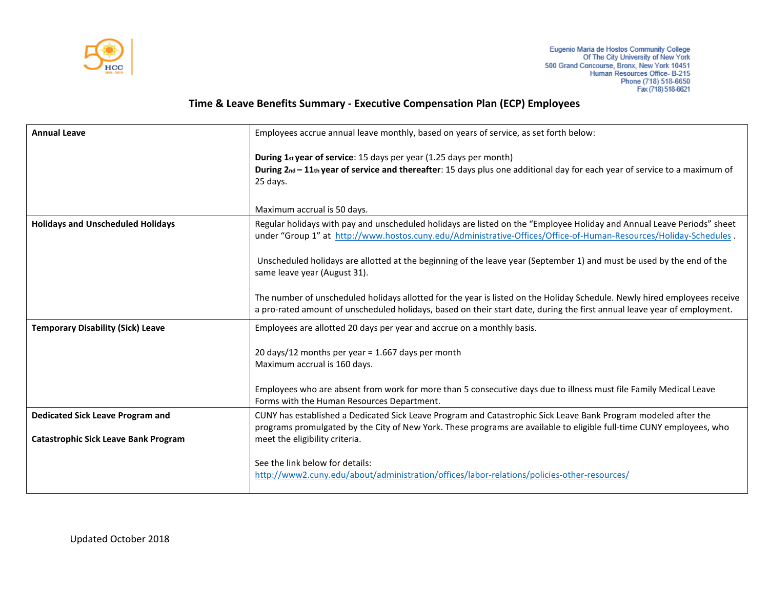Eugenio Maria de Hostos Community College
Of The City University of New York
500 Grand Concourse, Bronx, New York 10451
Human Resources Office- B-215
Phone (718) 518-6650
Fax (718) 518-6621

# Time & Leave Benefits Summary - Executive Compensation Plan (ECP) Employees

| | |
|---|---|
| **Annual Leave** | Employees accrue annual leave monthly, based on years of service, as set forth below:<br><br>**During 1st year of service**: 15 days per year (1.25 days per month)<br>**During 2nd – 11th year of service and thereafter**: 15 days plus one additional day for each year of service to a maximum of 25 days.<br><br>Maximum accrual is 50 days. |
| **Holidays and Unscheduled Holidays** | Regular holidays with pay and unscheduled holidays are listed on the "Employee Holiday and Annual Leave Periods" sheet under "Group 1" at http://www.hostos.cuny.edu/Administrative-Offices/Office-of-Human-Resources/Holiday-Schedules .<br><br>Unscheduled holidays are allotted at the beginning of the leave year (September 1) and must be used by the end of the same leave year (August 31).<br><br>The number of unscheduled holidays allotted for the year is listed on the Holiday Schedule. Newly hired employees receive a pro-rated amount of unscheduled holidays, based on their start date, during the first annual leave year of employment. |
| **Temporary Disability (Sick) Leave** | Employees are allotted 20 days per year and accrue on a monthly basis.<br><br>20 days/12 months per year = 1.667 days per month<br>Maximum accrual is 160 days.<br><br>Employees who are absent from work for more than 5 consecutive days due to illness must file Family Medical Leave Forms with the Human Resources Department. |
| **Dedicated Sick Leave Program and**<br><br>**Catastrophic Sick Leave Bank Program** | CUNY has established a Dedicated Sick Leave Program and Catastrophic Sick Leave Bank Program modeled after the programs promulgated by the City of New York. These programs are available to eligible full-time CUNY employees, who meet the eligibility criteria.<br><br>See the link below for details:<br>http://www2.cuny.edu/about/administration/offices/labor-relations/policies-other-resources/ |

Updated October 2018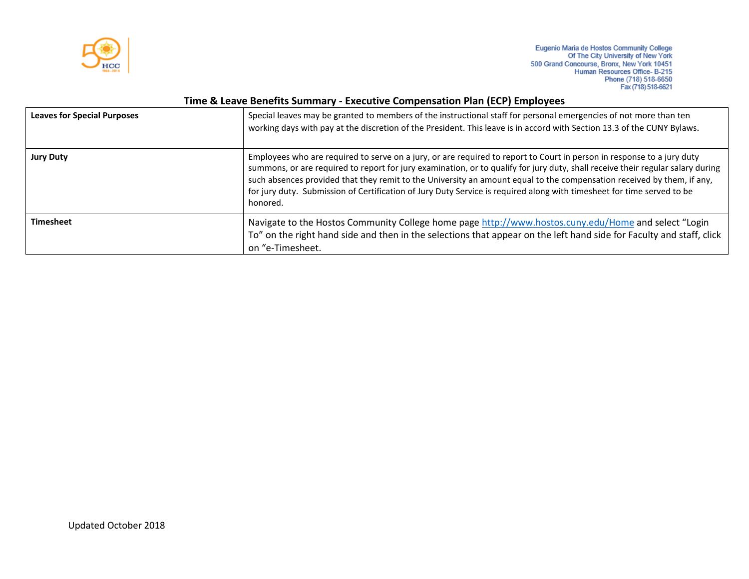Eugenio Maria de Hostos Community College
Of The City University of New York
500 Grand Concourse, Bronx, New York 10451
Human Resources Office- B-215
Phone (718) 518-6650
Fax (718) 518-6621

## Time & Leave Benefits Summary - Executive Compensation Plan (ECP) Employees

| | |
|---|---|
| **Leaves for Special Purposes** | Special leaves may be granted to members of the instructional staff for personal emergencies of not more than ten working days with pay at the discretion of the President. This leave is in accord with Section 13.3 of the CUNY Bylaws. |
| **Jury Duty** | Employees who are required to serve on a jury, or are required to report to Court in person in response to a jury duty summons, or are required to report for jury examination, or to qualify for jury duty, shall receive their regular salary during such absences provided that they remit to the University an amount equal to the compensation received by them, if any, for jury duty. Submission of Certification of Jury Duty Service is required along with timesheet for time served to be honored. |
| **Timesheet** | Navigate to the Hostos Community College home page http://www.hostos.cuny.edu/Home and select “Login To” on the right hand side and then in the selections that appear on the left hand side for Faculty and staff, click on “e-Timesheet. |

Updated October 2018